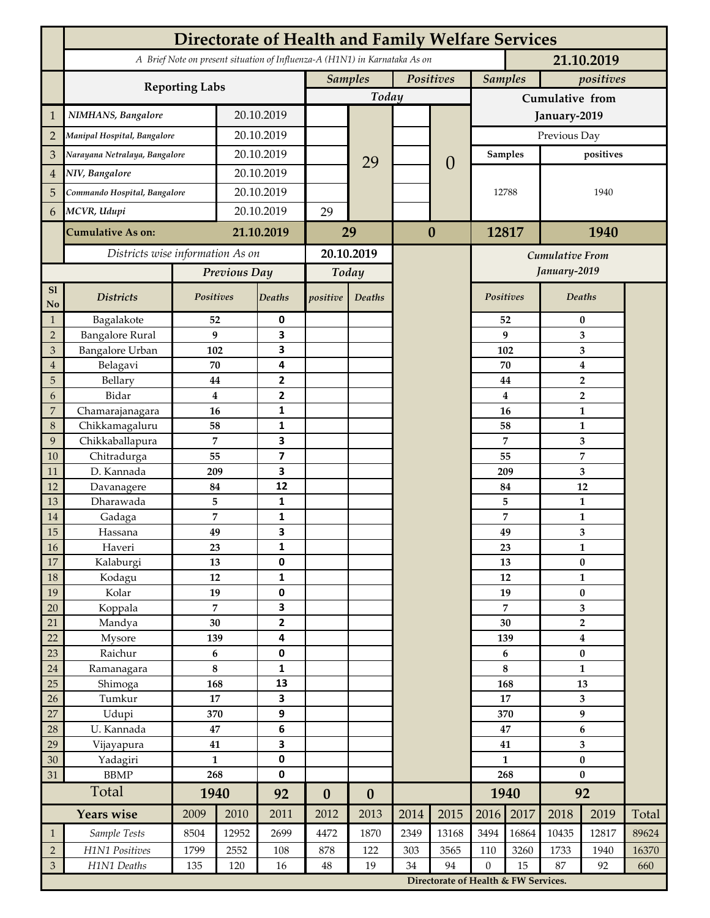# Directorate of Health and Family Welfare Services

*A Brief Note on present situation of Influenza-A (H1N1) in Karnataka As on* **21.10.2019**

| | Reporting Labs | | Samples Today | | Positives Today | | Samples (Cumulative from January-2019) | positives (Cumulative from January-2019) |
|---|---|---|---|---|---|---|---|---|
| 1 | *NIMHANS, Bangalore* | 20.10.2019 | | 29 | | 0 | Previous Day | |
| 2 | *Manipal Hospital, Bangalore* | 20.10.2019 | | | | | Samples | positives |
| 3 | *Narayana Netralaya, Bangalore* | 20.10.2019 | | | | | 12788 | 1940 |
| 4 | *NIV, Bangalore* | 20.10.2019 | | | | | | |
| 5 | *Commando Hospital, Bangalore* | 20.10.2019 | | | | | | |
| 6 | *MCVR, Udupi* | 20.10.2019 | 29 | | | | | |
| | **Cumulative As on:** | **21.10.2019** | **29** | | **0** | | **12817** | **1940** |

*Districts wise information As on* **20.10.2019**

| Sl No | Districts | Previous Day Positives | Previous Day Deaths | Today positive | Today Deaths | Cumulative From January-2019 Positives | Cumulative From January-2019 Deaths |
|---|---|---|---|---|---|---|---|
| 1 | Bagalakote | 52 | 0 | | | 52 | 0 |
| 2 | Bangalore Rural | 9 | 3 | | | 9 | 3 |
| 3 | Bangalore Urban | 102 | 3 | | | 102 | 3 |
| 4 | Belagavi | 70 | 4 | | | 70 | 4 |
| 5 | Bellary | 44 | 2 | | | 44 | 2 |
| 6 | Bidar | 4 | 2 | | | 4 | 2 |
| 7 | Chamarajanagara | 16 | 1 | | | 16 | 1 |
| 8 | Chikkamagaluru | 58 | 1 | | | 58 | 1 |
| 9 | Chikkaballapura | 7 | 3 | | | 7 | 3 |
| 10 | Chitradurga | 55 | 7 | | | 55 | 7 |
| 11 | D. Kannada | 209 | 3 | | | 209 | 3 |
| 12 | Davanagere | 84 | 12 | | | 84 | 12 |
| 13 | Dharawada | 5 | 1 | | | 5 | 1 |
| 14 | Gadaga | 7 | 1 | | | 7 | 1 |
| 15 | Hassana | 49 | 3 | | | 49 | 3 |
| 16 | Haveri | 23 | 1 | | | 23 | 1 |
| 17 | Kalaburgi | 13 | 0 | | | 13 | 0 |
| 18 | Kodagu | 12 | 1 | | | 12 | 1 |
| 19 | Kolar | 19 | 0 | | | 19 | 0 |
| 20 | Koppala | 7 | 3 | | | 7 | 3 |
| 21 | Mandya | 30 | 2 | | | 30 | 2 |
| 22 | Mysore | 139 | 4 | | | 139 | 4 |
| 23 | Raichur | 6 | 0 | | | 6 | 0 |
| 24 | Ramanagara | 8 | 1 | | | 8 | 1 |
| 25 | Shimoga | 168 | 13 | | | 168 | 13 |
| 26 | Tumkur | 17 | 3 | | | 17 | 3 |
| 27 | Udupi | 370 | 9 | | | 370 | 9 |
| 28 | U. Kannada | 47 | 6 | | | 47 | 6 |
| 29 | Vijayapura | 41 | 3 | | | 41 | 3 |
| 30 | Yadagiri | 1 | 0 | | | 1 | 0 |
| 31 | BBMP | 268 | 0 | | | 268 | 0 |
| | **Total** | **1940** | **92** | **0** | **0** | **1940** | **92** |

| | Years wise | 2009 | 2010 | 2011 | 2012 | 2013 | 2014 | 2015 | 2016 | 2017 | 2018 | 2019 | Total |
|---|---|---|---|---|---|---|---|---|---|---|---|---|---|
| 1 | *Sample Tests* | 8504 | 12952 | 2699 | 4472 | 1870 | 2349 | 13168 | 3494 | 16864 | 10435 | 12817 | 89624 |
| 2 | *H1N1 Positives* | 1799 | 2552 | 108 | 878 | 122 | 303 | 3565 | 110 | 3260 | 1733 | 1940 | 16370 |
| 3 | *H1N1 Deaths* | 135 | 120 | 16 | 48 | 19 | 34 | 94 | 0 | 15 | 87 | 92 | 660 |

**Directorate of Health & FW Services.**